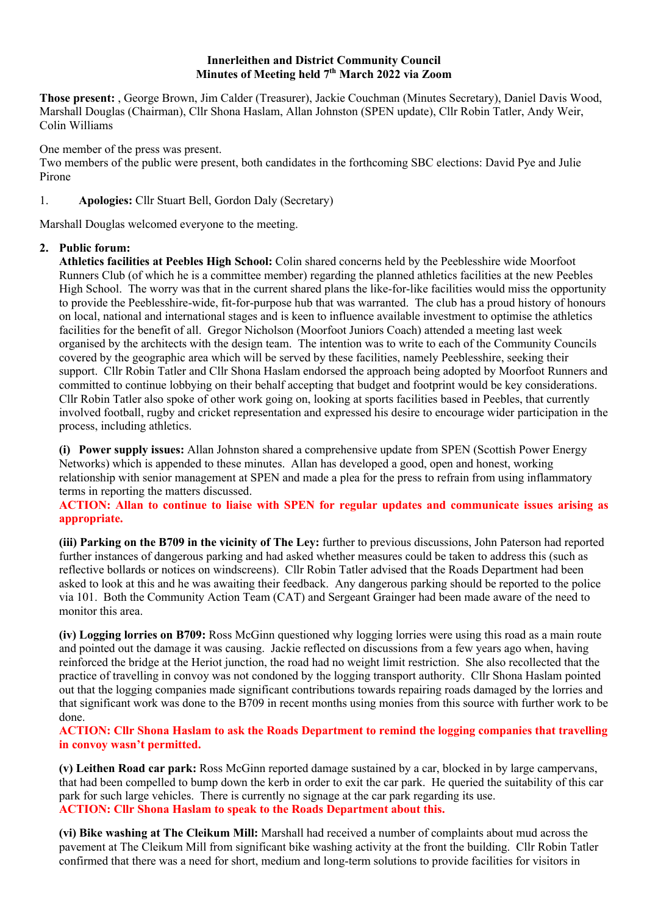**Innerleithen and District Community Council**
**Minutes of Meeting held 7th March 2022 via Zoom**

**Those present:** , George Brown, Jim Calder (Treasurer), Jackie Couchman (Minutes Secretary), Daniel Davis Wood, Marshall Douglas (Chairman), Cllr Shona Haslam, Allan Johnston (SPEN update), Cllr Robin Tatler, Andy Weir, Colin Williams

One member of the press was present.
Two members of the public were present, both candidates in the forthcoming SBC elections: David Pye and Julie Pirone

1. **Apologies:** Cllr Stuart Bell, Gordon Daly (Secretary)

Marshall Douglas welcomed everyone to the meeting.

2. **Public forum:**
**Athletics facilities at Peebles High School:** Colin shared concerns held by the Peeblesshire wide Moorfoot Runners Club (of which he is a committee member) regarding the planned athletics facilities at the new Peebles High School. The worry was that in the current shared plans the like-for-like facilities would miss the opportunity to provide the Peeblesshire-wide, fit-for-purpose hub that was warranted. The club has a proud history of honours on local, national and international stages and is keen to influence available investment to optimise the athletics facilities for the benefit of all. Gregor Nicholson (Moorfoot Juniors Coach) attended a meeting last week organised by the architects with the design team. The intention was to write to each of the Community Councils covered by the geographic area which will be served by these facilities, namely Peeblesshire, seeking their support. Cllr Robin Tatler and Cllr Shona Haslam endorsed the approach being adopted by Moorfoot Runners and committed to continue lobbying on their behalf accepting that budget and footprint would be key considerations. Cllr Robin Tatler also spoke of other work going on, looking at sports facilities based in Peebles, that currently involved football, rugby and cricket representation and expressed his desire to encourage wider participation in the process, including athletics.

**(i) Power supply issues:** Allan Johnston shared a comprehensive update from SPEN (Scottish Power Energy Networks) which is appended to these minutes. Allan has developed a good, open and honest, working relationship with senior management at SPEN and made a plea for the press to refrain from using inflammatory terms in reporting the matters discussed.
**ACTION: Allan to continue to liaise with SPEN for regular updates and communicate issues arising as appropriate.**

**(iii) Parking on the B709 in the vicinity of The Ley:** further to previous discussions, John Paterson had reported further instances of dangerous parking and had asked whether measures could be taken to address this (such as reflective bollards or notices on windscreens). Cllr Robin Tatler advised that the Roads Department had been asked to look at this and he was awaiting their feedback. Any dangerous parking should be reported to the police via 101. Both the Community Action Team (CAT) and Sergeant Grainger had been made aware of the need to monitor this area.

**(iv) Logging lorries on B709:** Ross McGinn questioned why logging lorries were using this road as a main route and pointed out the damage it was causing. Jackie reflected on discussions from a few years ago when, having reinforced the bridge at the Heriot junction, the road had no weight limit restriction. She also recollected that the practice of travelling in convoy was not condoned by the logging transport authority. Cllr Shona Haslam pointed out that the logging companies made significant contributions towards repairing roads damaged by the lorries and that significant work was done to the B709 in recent months using monies from this source with further work to be done.
**ACTION: Cllr Shona Haslam to ask the Roads Department to remind the logging companies that travelling in convoy wasn't permitted.**

**(v) Leithen Road car park:** Ross McGinn reported damage sustained by a car, blocked in by large campervans, that had been compelled to bump down the kerb in order to exit the car park. He queried the suitability of this car park for such large vehicles. There is currently no signage at the car park regarding its use.
**ACTION: Cllr Shona Haslam to speak to the Roads Department about this.**

**(vi) Bike washing at The Cleikum Mill:** Marshall had received a number of complaints about mud across the pavement at The Cleikum Mill from significant bike washing activity at the front the building. Cllr Robin Tatler confirmed that there was a need for short, medium and long-term solutions to provide facilities for visitors in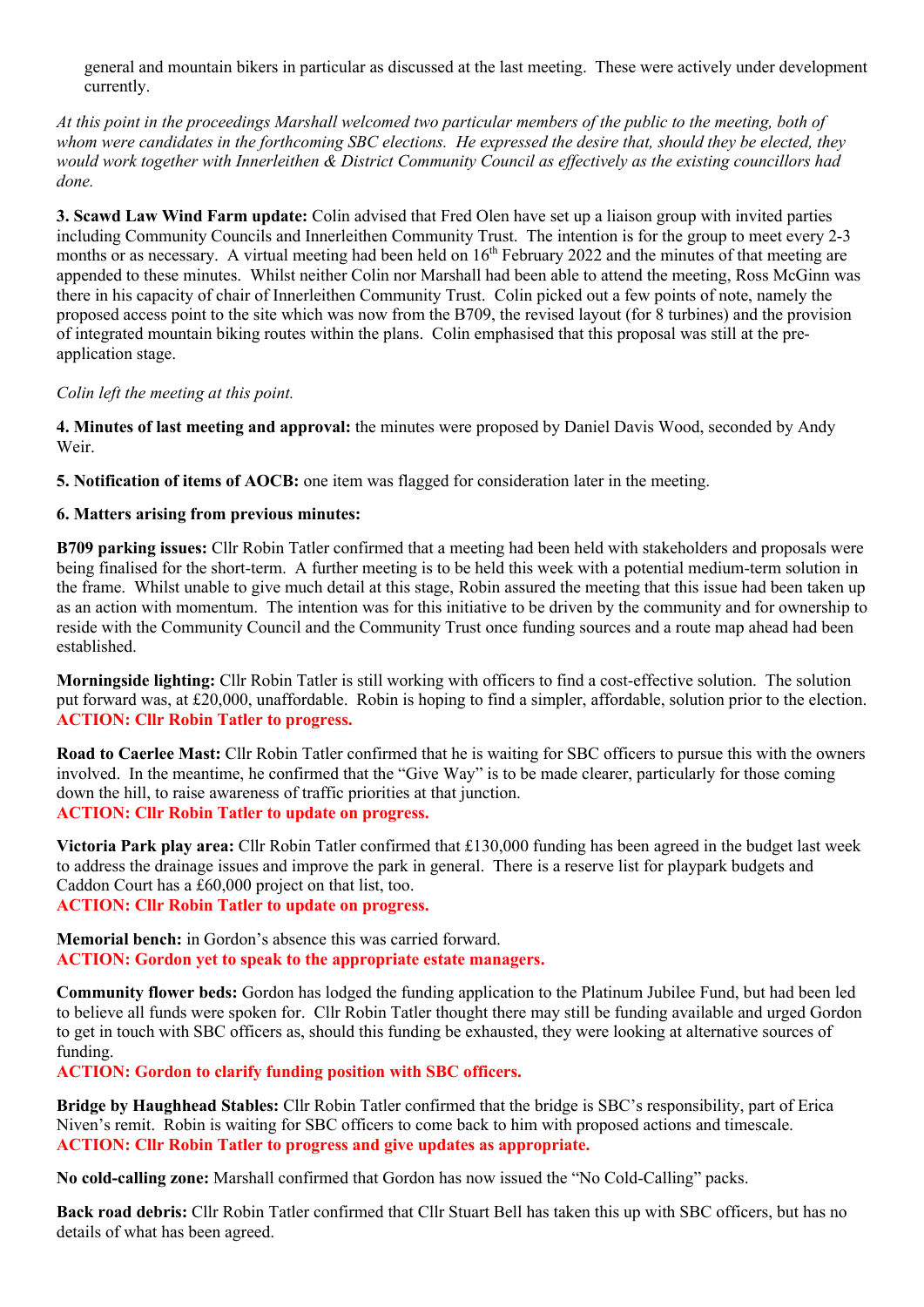general and mountain bikers in particular as discussed at the last meeting. These were actively under development currently.

*At this point in the proceedings Marshall welcomed two particular members of the public to the meeting, both of whom were candidates in the forthcoming SBC elections. He expressed the desire that, should they be elected, they would work together with Innerleithen & District Community Council as effectively as the existing councillors had done.*

**3. Scawd Law Wind Farm update:** Colin advised that Fred Olen have set up a liaison group with invited parties including Community Councils and Innerleithen Community Trust. The intention is for the group to meet every 2-3 months or as necessary. A virtual meeting had been held on 16th February 2022 and the minutes of that meeting are appended to these minutes. Whilst neither Colin nor Marshall had been able to attend the meeting, Ross McGinn was there in his capacity of chair of Innerleithen Community Trust. Colin picked out a few points of note, namely the proposed access point to the site which was now from the B709, the revised layout (for 8 turbines) and the provision of integrated mountain biking routes within the plans. Colin emphasised that this proposal was still at the pre-application stage.

*Colin left the meeting at this point.*

**4. Minutes of last meeting and approval:** the minutes were proposed by Daniel Davis Wood, seconded by Andy Weir.

**5. Notification of items of AOCB:** one item was flagged for consideration later in the meeting.

**6. Matters arising from previous minutes:**

**B709 parking issues:** Cllr Robin Tatler confirmed that a meeting had been held with stakeholders and proposals were being finalised for the short-term. A further meeting is to be held this week with a potential medium-term solution in the frame. Whilst unable to give much detail at this stage, Robin assured the meeting that this issue had been taken up as an action with momentum. The intention was for this initiative to be driven by the community and for ownership to reside with the Community Council and the Community Trust once funding sources and a route map ahead had been established.

**Morningside lighting:** Cllr Robin Tatler is still working with officers to find a cost-effective solution. The solution put forward was, at £20,000, unaffordable. Robin is hoping to find a simpler, affordable, solution prior to the election.
**ACTION: Cllr Robin Tatler to progress.**

**Road to Caerlee Mast:** Cllr Robin Tatler confirmed that he is waiting for SBC officers to pursue this with the owners involved. In the meantime, he confirmed that the "Give Way" is to be made clearer, particularly for those coming down the hill, to raise awareness of traffic priorities at that junction.
**ACTION: Cllr Robin Tatler to update on progress.**

**Victoria Park play area:** Cllr Robin Tatler confirmed that £130,000 funding has been agreed in the budget last week to address the drainage issues and improve the park in general. There is a reserve list for playpark budgets and Caddon Court has a £60,000 project on that list, too.
**ACTION: Cllr Robin Tatler to update on progress.**

**Memorial bench:** in Gordon's absence this was carried forward.
**ACTION: Gordon yet to speak to the appropriate estate managers.**

**Community flower beds:** Gordon has lodged the funding application to the Platinum Jubilee Fund, but had been led to believe all funds were spoken for. Cllr Robin Tatler thought there may still be funding available and urged Gordon to get in touch with SBC officers as, should this funding be exhausted, they were looking at alternative sources of funding.
**ACTION: Gordon to clarify funding position with SBC officers.**

**Bridge by Haughhead Stables:** Cllr Robin Tatler confirmed that the bridge is SBC's responsibility, part of Erica Niven's remit. Robin is waiting for SBC officers to come back to him with proposed actions and timescale.
**ACTION: Cllr Robin Tatler to progress and give updates as appropriate.**

**No cold-calling zone:** Marshall confirmed that Gordon has now issued the "No Cold-Calling" packs.

**Back road debris:** Cllr Robin Tatler confirmed that Cllr Stuart Bell has taken this up with SBC officers, but has no details of what has been agreed.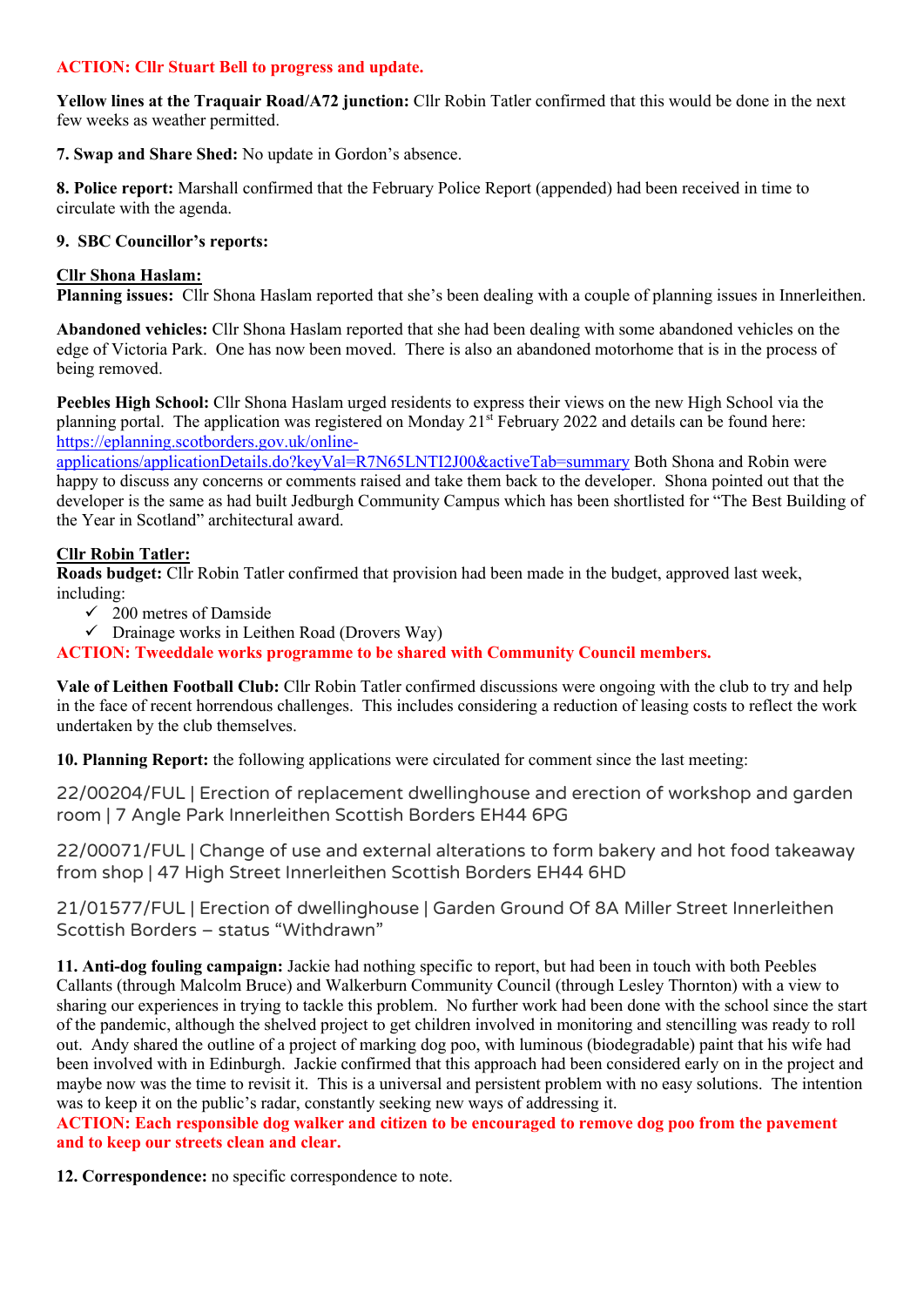**ACTION: Cllr Stuart Bell to progress and update.**

**Yellow lines at the Traquair Road/A72 junction:** Cllr Robin Tatler confirmed that this would be done in the next few weeks as weather permitted.

**7. Swap and Share Shed:** No update in Gordon's absence.

**8. Police report:** Marshall confirmed that the February Police Report (appended) had been received in time to circulate with the agenda.

**9. SBC Councillor's reports:**

**Cllr Shona Haslam:**
**Planning issues:** Cllr Shona Haslam reported that she's been dealing with a couple of planning issues in Innerleithen.

**Abandoned vehicles:** Cllr Shona Haslam reported that she had been dealing with some abandoned vehicles on the edge of Victoria Park. One has now been moved. There is also an abandoned motorhome that is in the process of being removed.

**Peebles High School:** Cllr Shona Haslam urged residents to express their views on the new High School via the planning portal. The application was registered on Monday 21st February 2022 and details can be found here: https://eplanning.scotborders.gov.uk/online-applications/applicationDetails.do?keyVal=R7N65LNTI2J00&activeTab=summary Both Shona and Robin were happy to discuss any concerns or comments raised and take them back to the developer. Shona pointed out that the developer is the same as had built Jedburgh Community Campus which has been shortlisted for "The Best Building of the Year in Scotland" architectural award.

**Cllr Robin Tatler:**
**Roads budget:** Cllr Robin Tatler confirmed that provision had been made in the budget, approved last week, including:

- ✓ 200 metres of Damside
- ✓ Drainage works in Leithen Road (Drovers Way)

**ACTION: Tweeddale works programme to be shared with Community Council members.**

**Vale of Leithen Football Club:** Cllr Robin Tatler confirmed discussions were ongoing with the club to try and help in the face of recent horrendous challenges. This includes considering a reduction of leasing costs to reflect the work undertaken by the club themselves.

**10. Planning Report:** the following applications were circulated for comment since the last meeting:

22/00204/FUL | Erection of replacement dwellinghouse and erection of workshop and garden room | 7 Angle Park Innerleithen Scottish Borders EH44 6PG

22/00071/FUL | Change of use and external alterations to form bakery and hot food takeaway from shop | 47 High Street Innerleithen Scottish Borders EH44 6HD

21/01577/FUL | Erection of dwellinghouse | Garden Ground Of 8A Miller Street Innerleithen Scottish Borders – status "Withdrawn"

**11. Anti-dog fouling campaign:** Jackie had nothing specific to report, but had been in touch with both Peebles Callants (through Malcolm Bruce) and Walkerburn Community Council (through Lesley Thornton) with a view to sharing our experiences in trying to tackle this problem. No further work had been done with the school since the start of the pandemic, although the shelved project to get children involved in monitoring and stencilling was ready to roll out. Andy shared the outline of a project of marking dog poo, with luminous (biodegradable) paint that his wife had been involved with in Edinburgh. Jackie confirmed that this approach had been considered early on in the project and maybe now was the time to revisit it. This is a universal and persistent problem with no easy solutions. The intention was to keep it on the public's radar, constantly seeking new ways of addressing it.
**ACTION: Each responsible dog walker and citizen to be encouraged to remove dog poo from the pavement and to keep our streets clean and clear.**

**12. Correspondence:** no specific correspondence to note.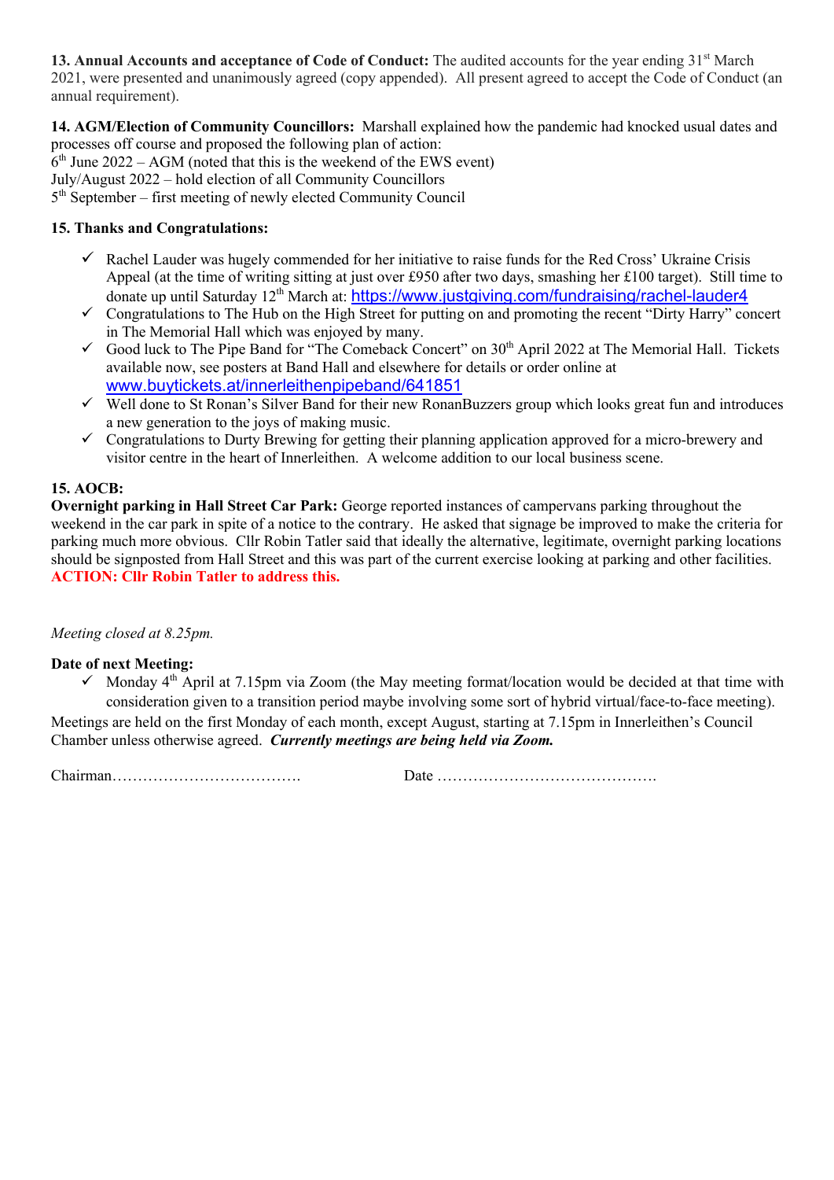**13. Annual Accounts and acceptance of Code of Conduct:** The audited accounts for the year ending 31st March 2021, were presented and unanimously agreed (copy appended). All present agreed to accept the Code of Conduct (an annual requirement).

**14. AGM/Election of Community Councillors:** Marshall explained how the pandemic had knocked usual dates and processes off course and proposed the following plan of action:
6th June 2022 – AGM (noted that this is the weekend of the EWS event)
July/August 2022 – hold election of all Community Councillors
5th September – first meeting of newly elected Community Council

**15. Thanks and Congratulations:**

- ✓ Rachel Lauder was hugely commended for her initiative to raise funds for the Red Cross' Ukraine Crisis Appeal (at the time of writing sitting at just over £950 after two days, smashing her £100 target). Still time to donate up until Saturday 12th March at: https://www.justgiving.com/fundraising/rachel-lauder4
- ✓ Congratulations to The Hub on the High Street for putting on and promoting the recent "Dirty Harry" concert in The Memorial Hall which was enjoyed by many.
- ✓ Good luck to The Pipe Band for "The Comeback Concert" on 30th April 2022 at The Memorial Hall. Tickets available now, see posters at Band Hall and elsewhere for details or order online at www.buytickets.at/innerleithenpipeband/641851
- ✓ Well done to St Ronan's Silver Band for their new RonanBuzzers group which looks great fun and introduces a new generation to the joys of making music.
- ✓ Congratulations to Durty Brewing for getting their planning application approved for a micro-brewery and visitor centre in the heart of Innerleithen. A welcome addition to our local business scene.

**15. AOCB:**
**Overnight parking in Hall Street Car Park:** George reported instances of campervans parking throughout the weekend in the car park in spite of a notice to the contrary. He asked that signage be improved to make the criteria for parking much more obvious. Cllr Robin Tatler said that ideally the alternative, legitimate, overnight parking locations should be signposted from Hall Street and this was part of the current exercise looking at parking and other facilities.
**ACTION: Cllr Robin Tatler to address this.**

*Meeting closed at 8.25pm.*

**Date of next Meeting:**

- ✓ Monday 4th April at 7.15pm via Zoom (the May meeting format/location would be decided at that time with consideration given to a transition period maybe involving some sort of hybrid virtual/face-to-face meeting).

Meetings are held on the first Monday of each month, except August, starting at 7.15pm in Innerleithen's Council Chamber unless otherwise agreed. ***Currently meetings are being held via Zoom.***

Chairman………………………………. Date …………………………………….